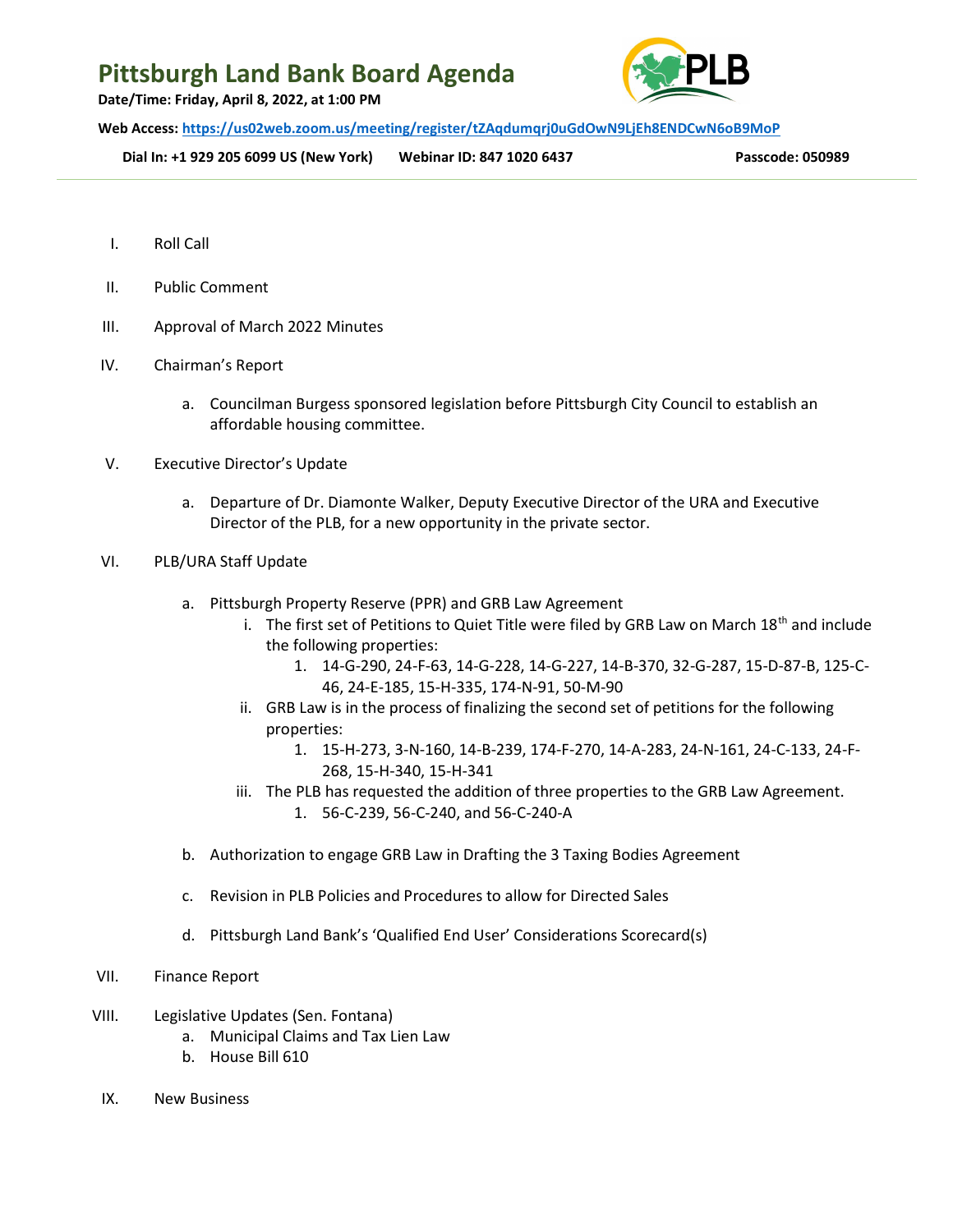# Pittsburgh Land Bank Board Agenda

**Date/Time: Friday, April 8, 2022, at 1:00 PM**

**Web Access: https://us02web.zoom.us/meeting/register/tZAqdumqrj0uGdOwN9LjEh8ENDCwN6oB9MoP**

**Dial In: +1 929 205 6099 US (New York)** **Webinar ID: 847 1020 6437** **Passcode: 050989**

---

I. Roll Call

II. Public Comment

III. Approval of March 2022 Minutes

IV. Chairman's Report

  a. Councilman Burgess sponsored legislation before Pittsburgh City Council to establish an affordable housing committee.

V. Executive Director's Update

  a. Departure of Dr. Diamonte Walker, Deputy Executive Director of the URA and Executive Director of the PLB, for a new opportunity in the private sector.

VI. PLB/URA Staff Update

  a. Pittsburgh Property Reserve (PPR) and GRB Law Agreement
    i. The first set of Petitions to Quiet Title were filed by GRB Law on March 18th and include the following properties:
      1. 14-G-290, 24-F-63, 14-G-228, 14-G-227, 14-B-370, 32-G-287, 15-D-87-B, 125-C-46, 24-E-185, 15-H-335, 174-N-91, 50-M-90
    ii. GRB Law is in the process of finalizing the second set of petitions for the following properties:
      1. 15-H-273, 3-N-160, 14-B-239, 174-F-270, 14-A-283, 24-N-161, 24-C-133, 24-F-268, 15-H-340, 15-H-341
    iii. The PLB has requested the addition of three properties to the GRB Law Agreement.
      1. 56-C-239, 56-C-240, and 56-C-240-A

  b. Authorization to engage GRB Law in Drafting the 3 Taxing Bodies Agreement

  c. Revision in PLB Policies and Procedures to allow for Directed Sales

  d. Pittsburgh Land Bank's 'Qualified End User' Considerations Scorecard(s)

VII. Finance Report

VIII. Legislative Updates (Sen. Fontana)
  a. Municipal Claims and Tax Lien Law
  b. House Bill 610

IX. New Business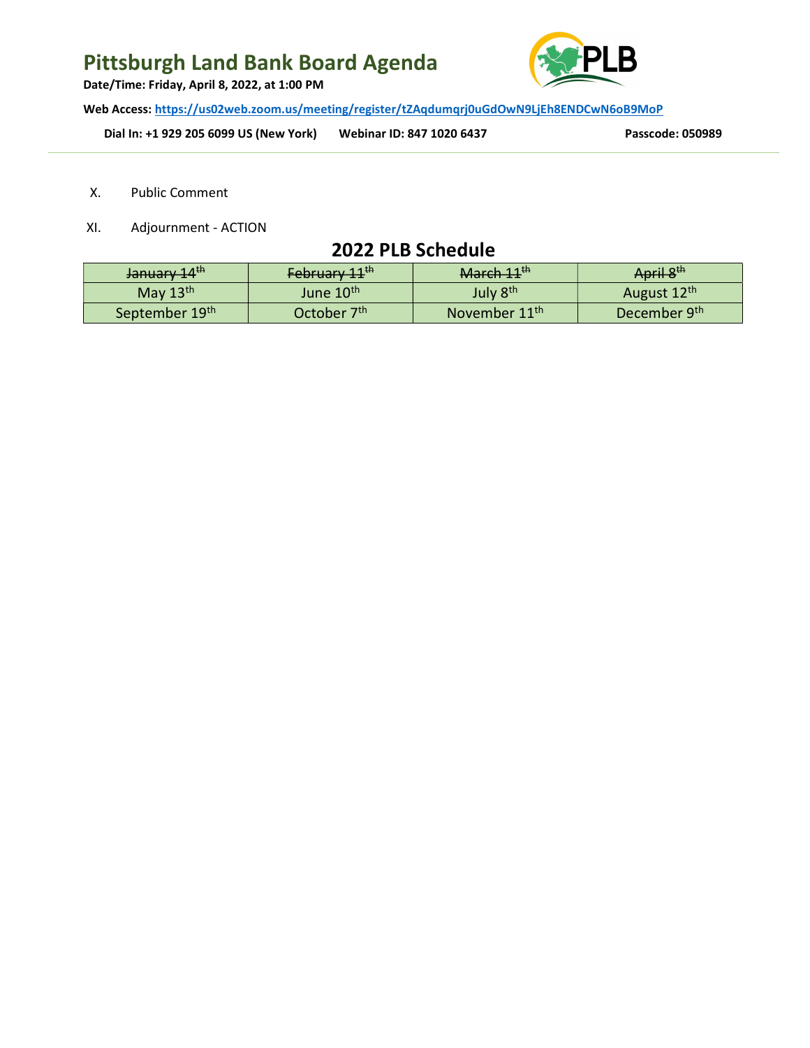# Pittsburgh Land Bank Board Agenda

**Date/Time: Friday, April 8, 2022, at 1:00 PM**

**Web Access: https://us02web.zoom.us/meeting/register/tZAqdumqrj0uGdOwN9LjEh8ENDCwN6oB9MoP**

**Dial In: +1 929 205 6099 US (New York)  Webinar ID: 847 1020 6437  Passcode: 050989**

X. Public Comment

XI. Adjournment - ACTION

## 2022 PLB Schedule

| | | | |
|---|---|---|---|
| ~~January 14th~~ | ~~February 11th~~ | ~~March 11th~~ | ~~April 8th~~ |
| May 13th | June 10th | July 8th | August 12th |
| September 19th | October 7th | November 11th | December 9th |